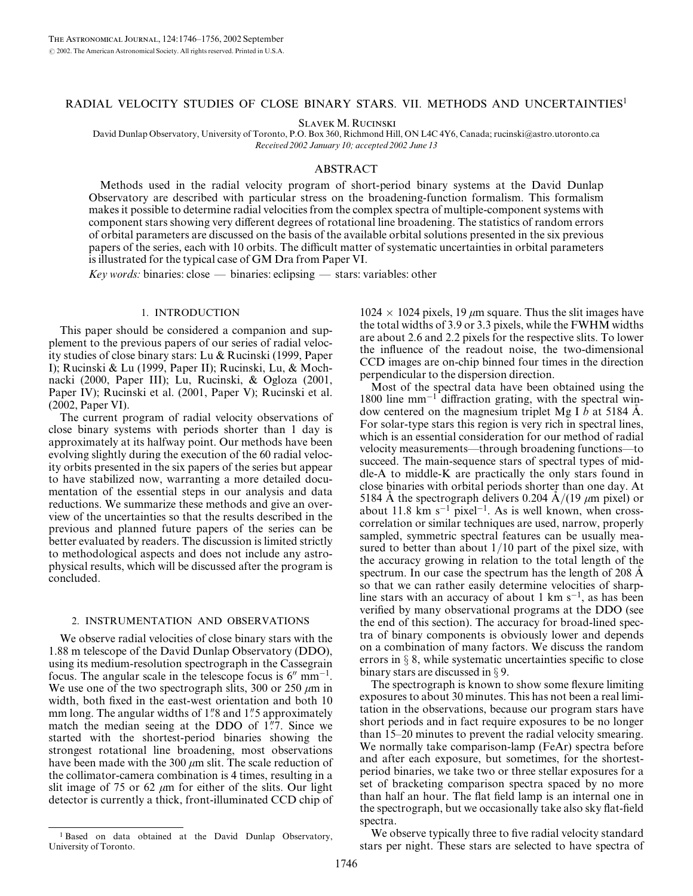# RADIAL VELOCITY STUDIES OF CLOSE BINARY STARS. VII. METHODS AND UNCERTAINTIES[1]

Slavek M. Rucinski

David Dunlap Observatory, University of Toronto, P.O. Box 360, Richmond Hill, ON L4C 4Y6, Canada; rucinski@astro.utoronto.ca

*Received 2002 January 10; accepted 2002 June 13*

## ABSTRACT

Methods used in the radial velocity program of short-period binary systems at the David Dunlap Observatory are described with particular stress on the broadening-function formalism. This formalism makes it possible to determine radial velocities from the complex spectra of multiple-component systems with component stars showing very different degrees of rotational line broadening. The statistics of random errors of orbital parameters are discussed on the basis of the available orbital solutions presented in the six previous papers of the series, each with 10 orbits. The difficult matter of systematic uncertainties in orbital parameters is illustrated for the typical case of GM Dra from Paper VI.

*Key words:* binaries: close — binaries: eclipsing — stars: variables: other

## 1. INTRODUCTION

This paper should be considered a companion and supplement to the previous papers of our series of radial velocity studies of close binary stars: Lu & Rucinski (1999, Paper I); Rucinski & Lu (1999, Paper II); Rucinski, Lu, & Mochnacki (2000, Paper III); Lu, Rucinski, & Ogloza (2001, Paper IV); Rucinski et al. (2001, Paper V); Rucinski et al. (2002, Paper VI).

The current program of radial velocity observations of close binary systems with periods shorter than 1 day is approximately at its halfway point. Our methods have been evolving slightly during the execution of the 60 radial velocity orbits presented in the six papers of the series but appear to have stabilized now, warranting a more detailed documentation of the essential steps in our analysis and data reductions. We summarize these methods and give an overview of the uncertainties so that the results described in the previous and planned future papers of the series can be better evaluated by readers. The discussion is limited strictly to methodological aspects and does not include any astrophysical results, which will be discussed after the program is concluded.

## 2. INSTRUMENTATION AND OBSERVATIONS

We observe radial velocities of close binary stars with the 1.88 m telescope of the David Dunlap Observatory (DDO), using its medium-resolution spectrograph in the Cassegrain focus. The angular scale in the telescope focus is 6″ mm$^{-1}$. We use one of the two spectrograph slits, 300 or 250 $\mu$m in width, both fixed in the east-west orientation and both 10 mm long. The angular widths of 1.″8 and 1.″5 approximately match the median seeing at the DDO of 1.″7. Since we started with the shortest-period binaries showing the strongest rotational line broadening, most observations have been made with the 300 $\mu$m slit. The scale reduction of the collimator-camera combination is 4 times, resulting in a slit image of 75 or 62 $\mu$m for either of the slits. Our light detector is currently a thick, front-illuminated CCD chip of 1024 × 1024 pixels, 19 $\mu$m square. Thus the slit images have the total widths of 3.9 or 3.3 pixels, while the FWHM widths are about 2.6 and 2.2 pixels for the respective slits. To lower the influence of the readout noise, the two-dimensional CCD images are on-chip binned four times in the direction perpendicular to the dispersion direction.

Most of the spectral data have been obtained using the 1800 line mm$^{-1}$ diffraction grating, with the spectral window centered on the magnesium triplet Mg I *b* at 5184 Å. For solar-type stars this region is very rich in spectral lines, which is an essential consideration for our method of radial velocity measurements—through broadening functions—to succeed. The main-sequence stars of spectral types of middle-A to middle-K are practically the only stars found in close binaries with orbital periods shorter than one day. At 5184 Å the spectrograph delivers 0.204 Å/(19 $\mu$m pixel) or about 11.8 km s$^{-1}$ pixel$^{-1}$. As is well known, when cross-correlation or similar techniques are used, narrow, properly sampled, symmetric spectral features can be usually measured to better than about 1/10 part of the pixel size, with the accuracy growing in relation to the total length of the spectrum. In our case the spectrum has the length of 208 Å so that we can rather easily determine velocities of sharp-line stars with an accuracy of about 1 km s$^{-1}$, as has been verified by many observational programs at the DDO (see the end of this section). The accuracy for broad-lined spectra of binary components is obviously lower and depends on a combination of many factors. We discuss the random errors in § 8, while systematic uncertainties specific to close binary stars are discussed in § 9.

The spectrograph is known to show some flexure limiting exposures to about 30 minutes. This has not been a real limitation in the observations, because our program stars have short periods and in fact require exposures to be no longer than 15–20 minutes to prevent the radial velocity smearing. We normally take comparison-lamp (FeAr) spectra before and after each exposure, but sometimes, for the shortest-period binaries, we take two or three stellar exposures for a set of bracketing comparison spectra spaced by no more than half an hour. The flat field lamp is an internal one in the spectrograph, but we occasionally take also sky flat-field spectra.

We observe typically three to five radial velocity standard stars per night. These stars are selected to have spectra of

[1] Based on data obtained at the David Dunlap Observatory, University of Toronto.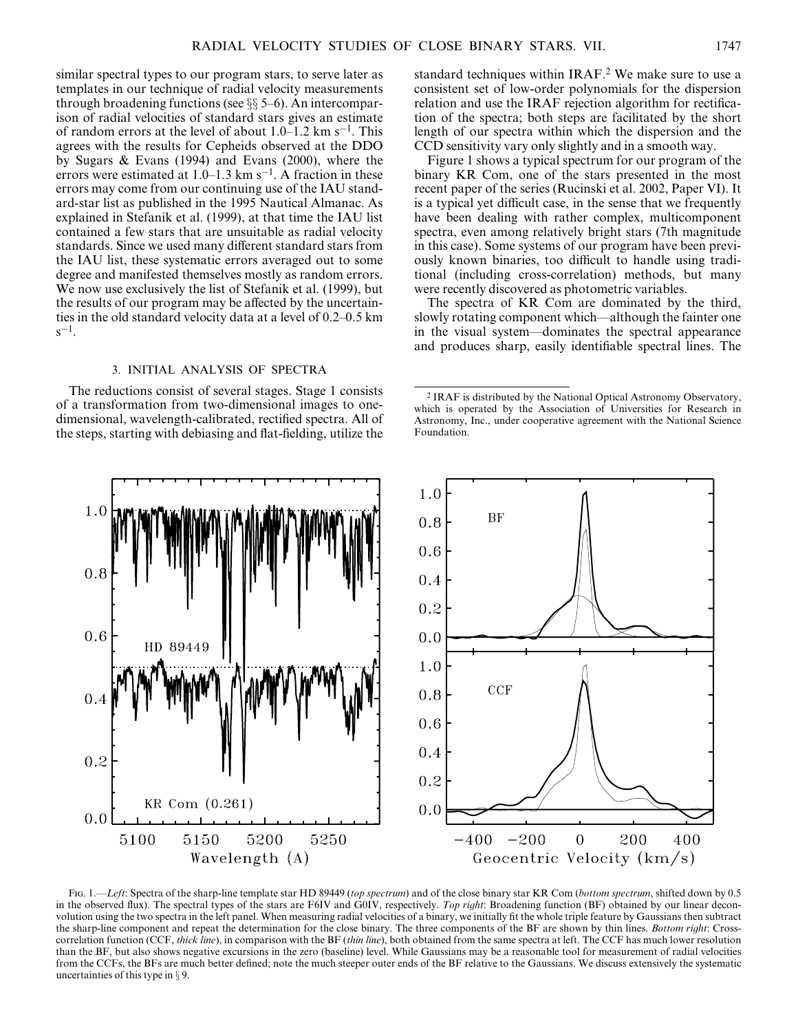similar spectral types to our program stars, to serve later as templates in our technique of radial velocity measurements through broadening functions (see §§ 5–6). An intercomparison of radial velocities of standard stars gives an estimate of random errors at the level of about 1.0–1.2 km s$^{-1}$. This agrees with the results for Cepheids observed at the DDO by Sugars & Evans (1994) and Evans (2000), where the errors were estimated at 1.0–1.3 km s$^{-1}$. A fraction in these errors may come from our continuing use of the IAU standard-star list as published in the 1995 Nautical Almanac. As explained in Stefanik et al. (1999), at that time the IAU list contained a few stars that are unsuitable as radial velocity standards. Since we used many different standard stars from the IAU list, these systematic errors averaged out to some degree and manifested themselves mostly as random errors. We now use exclusively the list of Stefanik et al. (1999), but the results of our program may be affected by the uncertainties in the old standard velocity data at a level of 0.2–0.5 km s$^{-1}$.

## 3. INITIAL ANALYSIS OF SPECTRA

The reductions consist of several stages. Stage 1 consists of a transformation from two-dimensional images to one-dimensional, wavelength-calibrated, rectified spectra. All of the steps, starting with debiasing and flat-fielding, utilize the standard techniques within IRAF.[2] We make sure to use a consistent set of low-order polynomials for the dispersion relation and use the IRAF rejection algorithm for rectification of the spectra; both steps are facilitated by the short length of our spectra within which the dispersion and the CCD sensitivity vary only slightly and in a smooth way.

Figure 1 shows a typical spectrum for our program of the binary KR Com, one of the stars presented in the most recent paper of the series (Rucinski et al. 2002, Paper VI). It is a typical yet difficult case, in the sense that we frequently have been dealing with rather complex, multicomponent spectra, even among relatively bright stars (7th magnitude in this case). Some systems of our program have been previously known binaries, too difficult to handle using traditional (including cross-correlation) methods, but many were recently discovered as photometric variables.

The spectra of KR Com are dominated by the third, slowly rotating component which—although the fainter one in the visual system—dominates the spectral appearance and produces sharp, easily identifiable spectral lines. The

[2] IRAF is distributed by the National Optical Astronomy Observatory, which is operated by the Association of Universities for Research in Astronomy, Inc., under cooperative agreement with the National Science Foundation.

Fig. 1.—*Left*: Spectra of the sharp-line template star HD 89449 (*top spectrum*) and of the close binary star KR Com (*bottom spectrum*, shifted down by 0.5 in the observed flux). The spectral types of the stars are F6IV and G0IV, respectively. *Top right*: Broadening function (BF) obtained by our linear deconvolution using the two spectra in the left panel. When measuring radial velocities of a binary, we initially fit the whole triple feature by Gaussians then subtract the sharp-line component and repeat the determination for the close binary. The three components of the BF are shown by thin lines. *Bottom right*: Cross-correlation function (CCF, *thick line*), in comparison with the BF (*thin line*), both obtained from the same spectra at left. The CCF has much lower resolution than the BF, but also shows negative excursions in the zero (baseline) level. While Gaussians may be a reasonable tool for measurement of radial velocities from the CCFs, the BFs are much better defined; note the much steeper outer ends of the BF relative to the Gaussians. We discuss extensively the systematic uncertainties of this type in § 9.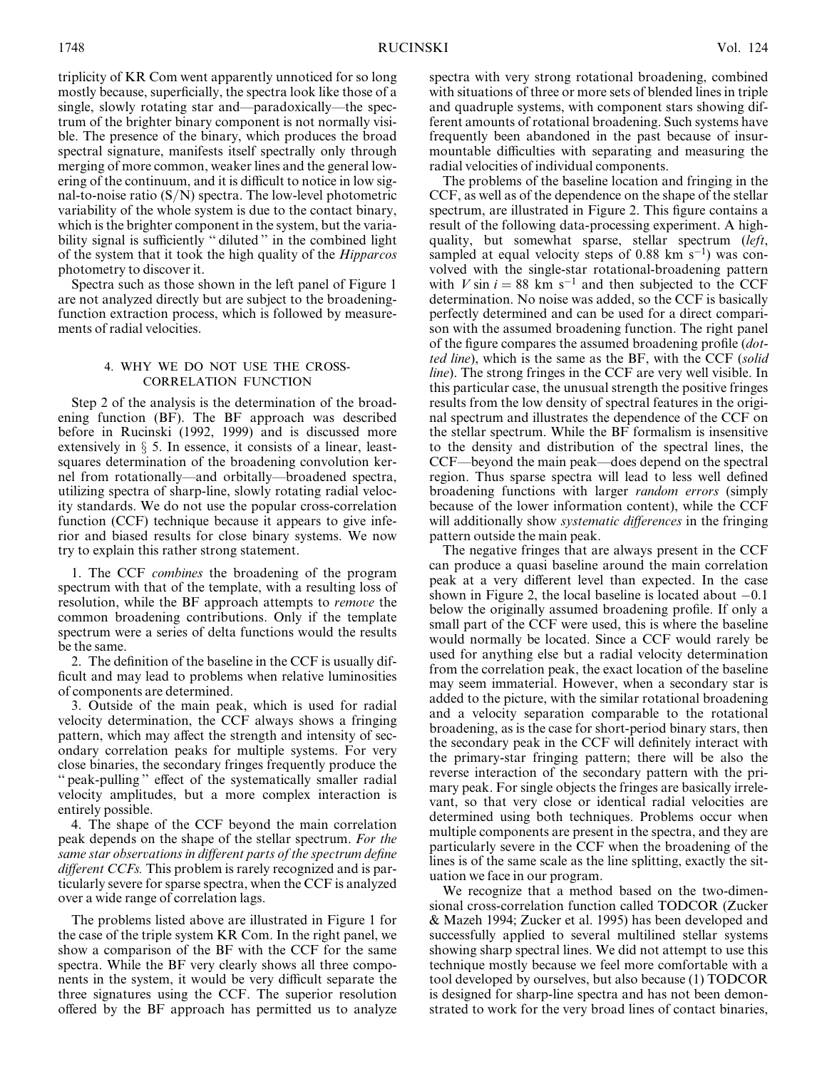triplicity of KR Com went apparently unnoticed for so long mostly because, superficially, the spectra look like those of a single, slowly rotating star and—paradoxically—the spectrum of the brighter binary component is not normally visible. The presence of the binary, which produces the broad spectral signature, manifests itself spectrally only through merging of more common, weaker lines and the general lowering of the continuum, and it is difficult to notice in low signal-to-noise ratio (S/N) spectra. The low-level photometric variability of the whole system is due to the contact binary, which is the brighter component in the system, but the variability signal is sufficiently " diluted " in the combined light of the system that it took the high quality of the *Hipparcos* photometry to discover it.

Spectra such as those shown in the left panel of Figure 1 are not analyzed directly but are subject to the broadening-function extraction process, which is followed by measurements of radial velocities.

## 4. WHY WE DO NOT USE THE CROSS-CORRELATION FUNCTION

Step 2 of the analysis is the determination of the broadening function (BF). The BF approach was described before in Rucinski (1992, 1999) and is discussed more extensively in § 5. In essence, it consists of a linear, least-squares determination of the broadening convolution kernel from rotationally—and orbitally—broadened spectra, utilizing spectra of sharp-line, slowly rotating radial velocity standards. We do not use the popular cross-correlation function (CCF) technique because it appears to give inferior and biased results for close binary systems. We now try to explain this rather strong statement.

1. The CCF *combines* the broadening of the program spectrum with that of the template, with a resulting loss of resolution, while the BF approach attempts to *remove* the common broadening contributions. Only if the template spectrum were a series of delta functions would the results be the same.

2. The definition of the baseline in the CCF is usually difficult and may lead to problems when relative luminosities of components are determined.

3. Outside of the main peak, which is used for radial velocity determination, the CCF always shows a fringing pattern, which may affect the strength and intensity of secondary correlation peaks for multiple systems. For very close binaries, the secondary fringes frequently produce the " peak-pulling " effect of the systematically smaller radial velocity amplitudes, but a more complex interaction is entirely possible.

4. The shape of the CCF beyond the main correlation peak depends on the shape of the stellar spectrum. *For the same star observations in different parts of the spectrum define different CCFs.* This problem is rarely recognized and is particularly severe for sparse spectra, when the CCF is analyzed over a wide range of correlation lags.

The problems listed above are illustrated in Figure 1 for the case of the triple system KR Com. In the right panel, we show a comparison of the BF with the CCF for the same spectra. While the BF very clearly shows all three components in the system, it would be very difficult separate the three signatures using the CCF. The superior resolution offered by the BF approach has permitted us to analyze spectra with very strong rotational broadening, combined with situations of three or more sets of blended lines in triple and quadruple systems, with component stars showing different amounts of rotational broadening. Such systems have frequently been abandoned in the past because of insurmountable difficulties with separating and measuring the radial velocities of individual components.

The problems of the baseline location and fringing in the CCF, as well as of the dependence on the shape of the stellar spectrum, are illustrated in Figure 2. This figure contains a result of the following data-processing experiment. A high-quality, but somewhat sparse, stellar spectrum (*left*, sampled at equal velocity steps of 0.88 km s$^{-1}$) was convolved with the single-star rotational-broadening pattern with $V \sin i = 88$ km s$^{-1}$ and then subjected to the CCF determination. No noise was added, so the CCF is basically perfectly determined and can be used for a direct comparison with the assumed broadening function. The right panel of the figure compares the assumed broadening profile (*dotted line*), which is the same as the BF, with the CCF (*solid line*). The strong fringes in the CCF are very well visible. In this particular case, the unusual strength the positive fringes results from the low density of spectral features in the original spectrum and illustrates the dependence of the CCF on the stellar spectrum. While the BF formalism is insensitive to the density and distribution of the spectral lines, the CCF—beyond the main peak—does depend on the spectral region. Thus sparse spectra will lead to less well defined broadening functions with larger *random errors* (simply because of the lower information content), while the CCF will additionally show *systematic differences* in the fringing pattern outside the main peak.

The negative fringes that are always present in the CCF can produce a quasi baseline around the main correlation peak at a very different level than expected. In the case shown in Figure 2, the local baseline is located about $-0.1$ below the originally assumed broadening profile. If only a small part of the CCF were used, this is where the baseline would normally be located. Since a CCF would rarely be used for anything else but a radial velocity determination from the correlation peak, the exact location of the baseline may seem immaterial. However, when a secondary star is added to the picture, with the similar rotational broadening and a velocity separation comparable to the rotational broadening, as is the case for short-period binary stars, then the secondary peak in the CCF will definitely interact with the primary-star fringing pattern; there will be also the reverse interaction of the secondary pattern with the primary peak. For single objects the fringes are basically irrelevant, so that very close or identical radial velocities are determined using both techniques. Problems occur when multiple components are present in the spectra, and they are particularly severe in the CCF when the broadening of the lines is of the same scale as the line splitting, exactly the situation we face in our program.

We recognize that a method based on the two-dimensional cross-correlation function called TODCOR (Zucker & Mazeh 1994; Zucker et al. 1995) has been developed and successfully applied to several multilined stellar systems showing sharp spectral lines. We did not attempt to use this technique mostly because we feel more comfortable with a tool developed by ourselves, but also because (1) TODCOR is designed for sharp-line spectra and has not been demonstrated to work for the very broad lines of contact binaries,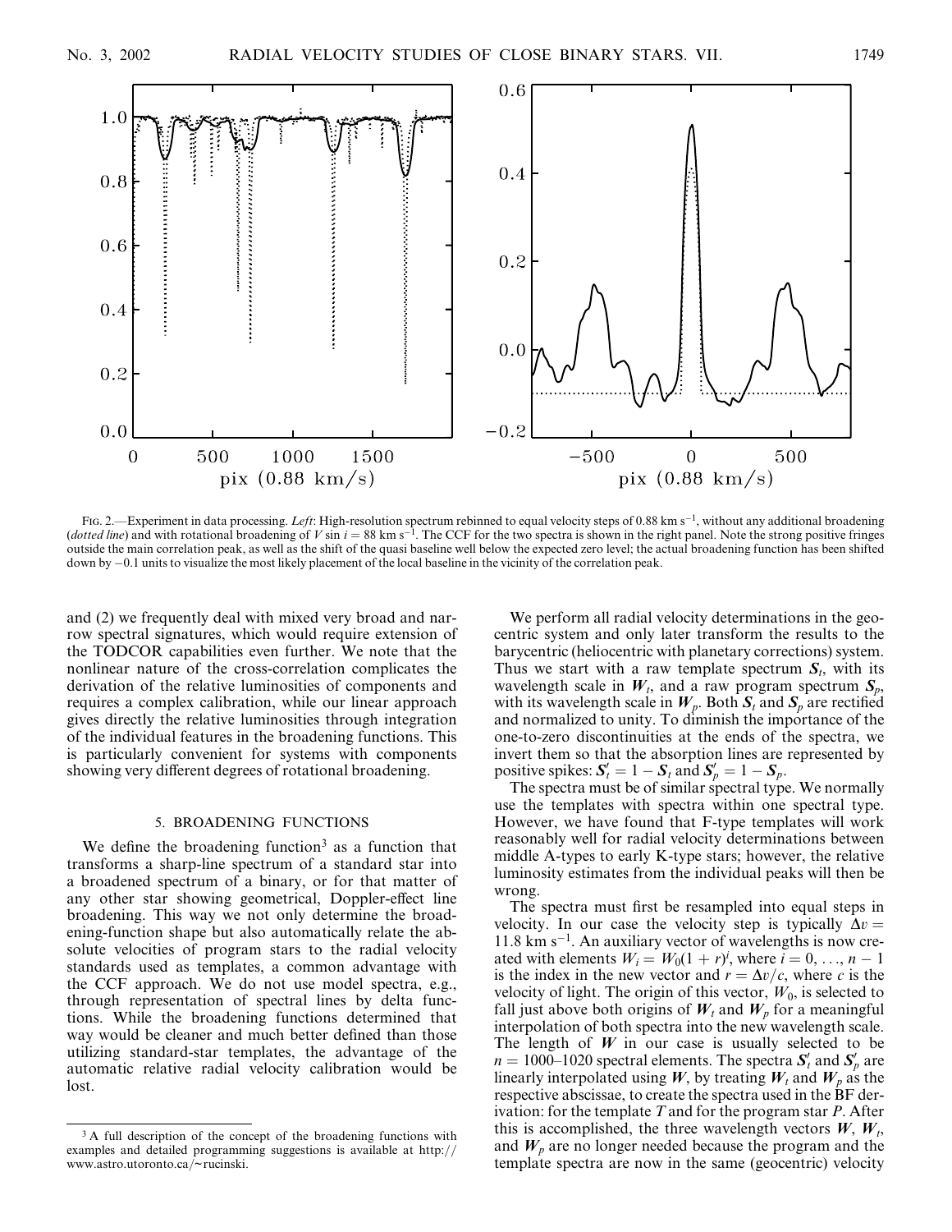Fig. 2.—Experiment in data processing. *Left*: High-resolution spectrum rebinned to equal velocity steps of 0.88 km s$^{-1}$, without any additional broadening (*dotted line*) and with rotational broadening of $V \sin i = 88$ km s$^{-1}$. The CCF for the two spectra is shown in the right panel. Note the strong positive fringes outside the main correlation peak, as well as the shift of the quasi baseline well below the expected zero level; the actual broadening function has been shifted down by $-0.1$ units to visualize the most likely placement of the local baseline in the vicinity of the correlation peak.

and (2) we frequently deal with mixed very broad and narrow spectral signatures, which would require extension of the TODCOR capabilities even further. We note that the nonlinear nature of the cross-correlation complicates the derivation of the relative luminosities of components and requires a complex calibration, while our linear approach gives directly the relative luminosities through integration of the individual features in the broadening functions. This is particularly convenient for systems with components showing very different degrees of rotational broadening.

## 5. BROADENING FUNCTIONS

We define the broadening function[3] as a function that transforms a sharp-line spectrum of a standard star into a broadened spectrum of a binary, or for that matter of any other star showing geometrical, Doppler-effect line broadening. This way we not only determine the broadening-function shape but also automatically relate the absolute velocities of program stars to the radial velocity standards used as templates, a common advantage with the CCF approach. We do not use model spectra, e.g., through representation of spectral lines by delta functions. While the broadening functions determined that way would be cleaner and much better defined than those utilizing standard-star templates, the advantage of the automatic relative radial velocity calibration would be lost.

We perform all radial velocity determinations in the geocentric system and only later transform the results to the barycentric (heliocentric with planetary corrections) system. Thus we start with a raw template spectrum $\boldsymbol{S}_t$, with its wavelength scale in $\boldsymbol{W}_t$, and a raw program spectrum $\boldsymbol{S}_p$, with its wavelength scale in $\boldsymbol{W}_p$. Both $\boldsymbol{S}_t$ and $\boldsymbol{S}_p$ are rectified and normalized to unity. To diminish the importance of the one-to-zero discontinuities at the ends of the spectra, we invert them so that the absorption lines are represented by positive spikes: $\boldsymbol{S}'_t = 1 - \boldsymbol{S}_t$ and $\boldsymbol{S}'_p = 1 - \boldsymbol{S}_p$.

The spectra must be of similar spectral type. We normally use the templates with spectra within one spectral type. However, we have found that F-type templates will work reasonably well for radial velocity determinations between middle A-types to early K-type stars; however, the relative luminosity estimates from the individual peaks will then be wrong.

The spectra must first be resampled into equal steps in velocity. In our case the velocity step is typically $\Delta v = 11.8$ km s$^{-1}$. An auxiliary vector of wavelengths is now created with elements $W_i = W_0(1 + r)^i$, where $i = 0, \ldots, n - 1$ is the index in the new vector and $r = \Delta v / c$, where $c$ is the velocity of light. The origin of this vector, $W_0$, is selected to fall just above both origins of $\boldsymbol{W}_t$ and $\boldsymbol{W}_p$ for a meaningful interpolation of both spectra into the new wavelength scale. The length of $\boldsymbol{W}$ in our case is usually selected to be $n = 1000$–$1020$ spectral elements. The spectra $\boldsymbol{S}'_t$ and $\boldsymbol{S}'_p$ are linearly interpolated using $\boldsymbol{W}$, by treating $\boldsymbol{W}_t$ and $\boldsymbol{W}_p$ as the respective abscissae, to create the spectra used in the BF derivation: for the template $T$ and for the program star $P$. After this is accomplished, the three wavelength vectors $\boldsymbol{W}$, $\boldsymbol{W}_t$, and $\boldsymbol{W}_p$ are no longer needed because the program and the template spectra are now in the same (geocentric) velocity

[3] A full description of the concept of the broadening functions with examples and detailed programming suggestions is available at http://www.astro.utoronto.ca/~rucinski.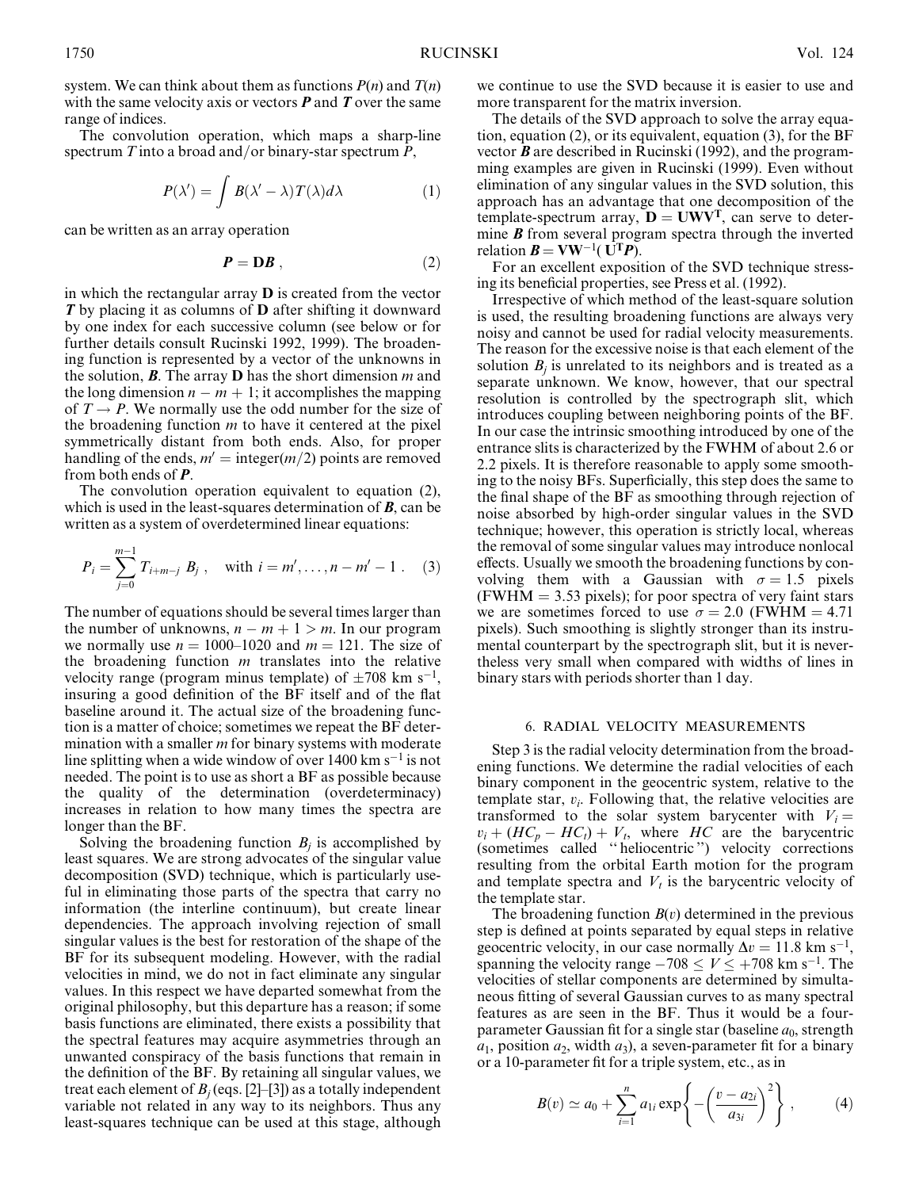system. We can think about them as functions $P(n)$ and $T(n)$ with the same velocity axis or vectors $\boldsymbol{P}$ and $\boldsymbol{T}$ over the same range of indices.

The convolution operation, which maps a sharp-line spectrum $T$ into a broad and/or binary-star spectrum $P$,

$$P(\lambda') = \int B(\lambda' - \lambda) T(\lambda) d\lambda \qquad (1)$$

can be written as an array operation

$$\boldsymbol{P} = \mathbf{D}\boldsymbol{B} \; , \qquad (2)$$

in which the rectangular array $\mathbf{D}$ is created from the vector $\boldsymbol{T}$ by placing it as columns of $\mathbf{D}$ after shifting it downward by one index for each successive column (see below or for further details consult Rucinski 1992, 1999). The broadening function is represented by a vector of the unknowns in the solution, $\boldsymbol{B}$. The array $\mathbf{D}$ has the short dimension $m$ and the long dimension $n - m + 1$; it accomplishes the mapping of $T \rightarrow P$. We normally use the odd number for the size of the broadening function $m$ to have it centered at the pixel symmetrically distant from both ends. Also, for proper handling of the ends, $m' = \text{integer}(m/2)$ points are removed from both ends of $\boldsymbol{P}$.

The convolution operation equivalent to equation (2), which is used in the least-squares determination of $\boldsymbol{B}$, can be written as a system of overdetermined linear equations:

$$P_i = \sum_{j=0}^{m-1} T_{i+m-j} \; B_j \; , \quad \text{with } i = m', \ldots, n - m' - 1 \; . \qquad (3)$$

The number of equations should be several times larger than the number of unknowns, $n - m + 1 > m$. In our program we normally use $n = 1000$–$1020$ and $m = 121$. The size of the broadening function $m$ translates into the relative velocity range (program minus template) of $\pm 708$ km s$^{-1}$, insuring a good definition of the BF itself and of the flat baseline around it. The actual size of the broadening function is a matter of choice; sometimes we repeat the BF determination with a smaller $m$ for binary systems with moderate line splitting when a wide window of over 1400 km s$^{-1}$ is not needed. The point is to use as short a BF as possible because the quality of the determination (overdeterminacy) increases in relation to how many times the spectra are longer than the BF.

Solving the broadening function $B_j$ is accomplished by least squares. We are strong advocates of the singular value decomposition (SVD) technique, which is particularly useful in eliminating those parts of the spectra that carry no information (the interline continuum), but create linear dependencies. The approach involving rejection of small singular values is the best for restoration of the shape of the BF for its subsequent modeling. However, with the radial velocities in mind, we do not in fact eliminate any singular values. In this respect we have departed somewhat from the original philosophy, but this departure has a reason; if some basis functions are eliminated, there exists a possibility that the spectral features may acquire asymmetries through an unwanted conspiracy of the basis functions that remain in the definition of the BF. By retaining all singular values, we treat each element of $B_j$ (eqs. [2]–[3]) as a totally independent variable not related in any way to its neighbors. Thus any least-squares technique can be used at this stage, although we continue to use the SVD because it is easier to use and more transparent for the matrix inversion.

The details of the SVD approach to solve the array equation, equation (2), or its equivalent, equation (3), for the BF vector $\boldsymbol{B}$ are described in Rucinski (1992), and the programming examples are given in Rucinski (1999). Even without elimination of any singular values in the SVD solution, this approach has an advantage that one decomposition of the template-spectrum array, $\mathbf{D} = \mathbf{UWV^T}$, can serve to determine $\boldsymbol{B}$ from several program spectra through the inverted relation $\boldsymbol{B} = \mathbf{VW}^{-1}(\mathbf{U^T}\boldsymbol{P})$.

For an excellent exposition of the SVD technique stressing its beneficial properties, see Press et al. (1992).

Irrespective of which method of the least-square solution is used, the resulting broadening functions are always very noisy and cannot be used for radial velocity measurements. The reason for the excessive noise is that each element of the solution $B_j$ is unrelated to its neighbors and is treated as a separate unknown. We know, however, that our spectral resolution is controlled by the spectrograph slit, which introduces coupling between neighboring points of the BF. In our case the intrinsic smoothing introduced by one of the entrance slits is characterized by the FWHM of about 2.6 or 2.2 pixels. It is therefore reasonable to apply some smoothing to the noisy BFs. Superficially, this step does the same to the final shape of the BF as smoothing through rejection of noise absorbed by high-order singular values in the SVD technique; however, this operation is strictly local, whereas the removal of some singular values may introduce nonlocal effects. Usually we smooth the broadening functions by convolving them with a Gaussian with $\sigma = 1.5$ pixels (FWHM $= 3.53$ pixels); for poor spectra of very faint stars we are sometimes forced to use $\sigma = 2.0$ (FWHM $= 4.71$ pixels). Such smoothing is slightly stronger than its instrumental counterpart by the spectrograph slit, but it is nevertheless very small when compared with widths of lines in binary stars with periods shorter than 1 day.

## 6. RADIAL VELOCITY MEASUREMENTS

Step 3 is the radial velocity determination from the broadening functions. We determine the radial velocities of each binary component in the geocentric system, relative to the template star, $v_i$. Following that, the relative velocities are transformed to the solar system barycenter with $V_i = v_i + (HC_p - HC_t) + V_t$, where $HC$ are the barycentric (sometimes called "heliocentric") velocity corrections resulting from the orbital Earth motion for the program and template spectra and $V_t$ is the barycentric velocity of the template star.

The broadening function $B(v)$ determined in the previous step is defined at points separated by equal steps in relative geocentric velocity, in our case normally $\Delta v = 11.8$ km s$^{-1}$, spanning the velocity range $-708 \leq V \leq +708$ km s$^{-1}$. The velocities of stellar components are determined by simultaneous fitting of several Gaussian curves to as many spectral features as are seen in the BF. Thus it would be a four-parameter Gaussian fit for a single star (baseline $a_0$, strength $a_1$, position $a_2$, width $a_3$), a seven-parameter fit for a binary or a 10-parameter fit for a triple system, etc., as in

$$B(v) \simeq a_0 + \sum_{i=1}^{n} a_{1i} \exp\left\{ -\left( \frac{v - a_{2i}}{a_{3i}} \right)^2 \right\} \; , \qquad (4)$$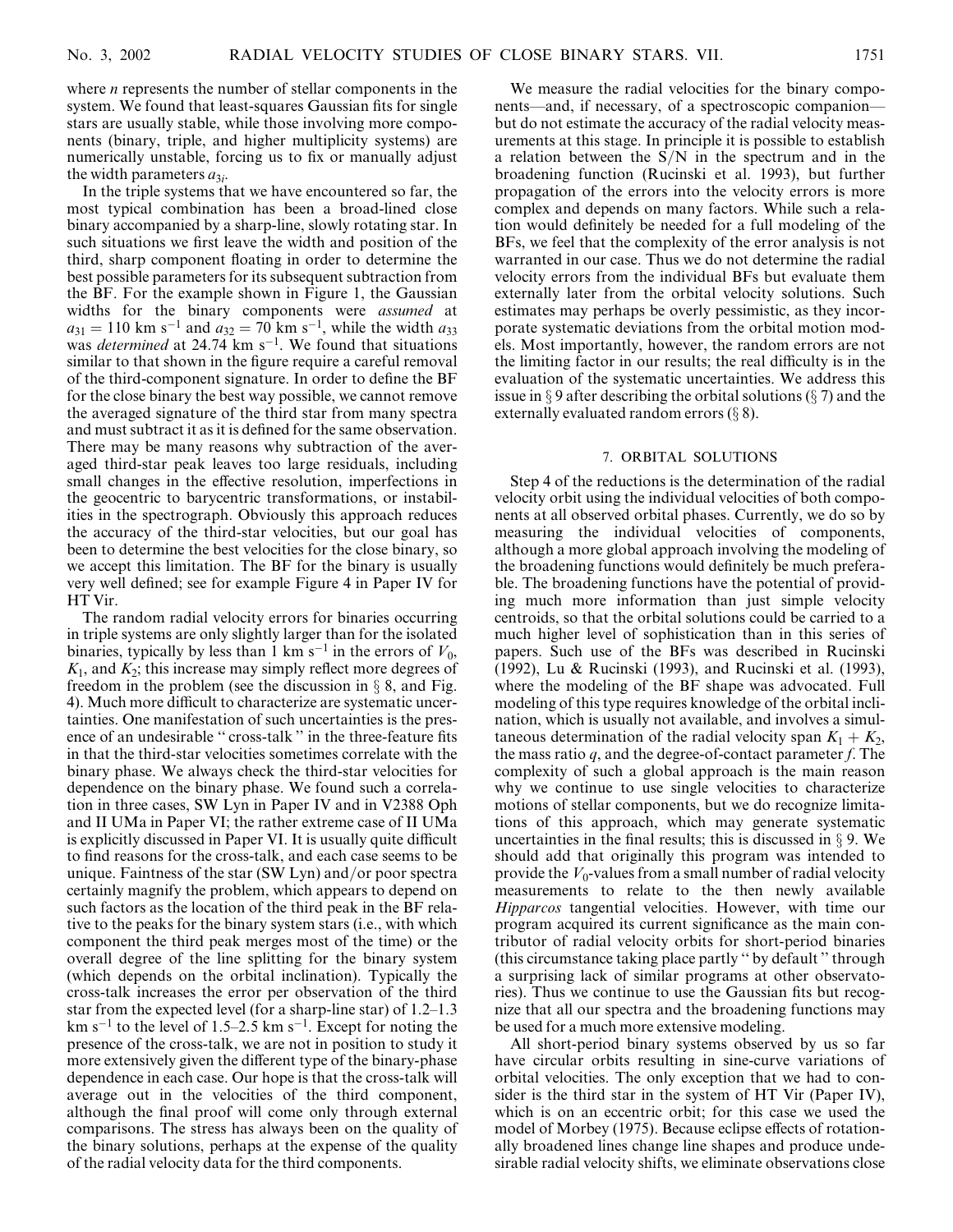where $n$ represents the number of stellar components in the system. We found that least-squares Gaussian fits for single stars are usually stable, while those involving more components (binary, triple, and higher multiplicity systems) are numerically unstable, forcing us to fix or manually adjust the width parameters $a_{3i}$.

In the triple systems that we have encountered so far, the most typical combination has been a broad-lined close binary accompanied by a sharp-line, slowly rotating star. In such situations we first leave the width and position of the third, sharp component floating in order to determine the best possible parameters for its subsequent subtraction from the BF. For the example shown in Figure 1, the Gaussian widths for the binary components were *assumed* at $a_{31} = 110$ km s$^{-1}$ and $a_{32} = 70$ km s$^{-1}$, while the width $a_{33}$ was *determined* at 24.74 km s$^{-1}$. We found that situations similar to that shown in the figure require a careful removal of the third-component signature. In order to define the BF for the close binary the best way possible, we cannot remove the averaged signature of the third star from many spectra and must subtract it as it is defined for the same observation. There may be many reasons why subtraction of the averaged third-star peak leaves too large residuals, including small changes in the effective resolution, imperfections in the geocentric to barycentric transformations, or instabilities in the spectrograph. Obviously this approach reduces the accuracy of the third-star velocities, but our goal has been to determine the best velocities for the close binary, so we accept this limitation. The BF for the binary is usually very well defined; see for example Figure 4 in Paper IV for HT Vir.

The random radial velocity errors for binaries occurring in triple systems are only slightly larger than for the isolated binaries, typically by less than 1 km s$^{-1}$ in the errors of $V_0$, $K_1$, and $K_2$; this increase may simply reflect more degrees of freedom in the problem (see the discussion in § 8, and Fig. 4). Much more difficult to characterize are systematic uncertainties. One manifestation of such uncertainties is the presence of an undesirable "cross-talk" in the three-feature fits in that the third-star velocities sometimes correlate with the binary phase. We always check the third-star velocities for dependence on the binary phase. We found such a correlation in three cases, SW Lyn in Paper IV and in V2388 Oph and II UMa in Paper VI; the rather extreme case of II UMa is explicitly discussed in Paper VI. It is usually quite difficult to find reasons for the cross-talk, and each case seems to be unique. Faintness of the star (SW Lyn) and/or poor spectra certainly magnify the problem, which appears to depend on such factors as the location of the third peak in the BF relative to the peaks for the binary system stars (i.e., with which component the third peak merges most of the time) or the overall degree of the line splitting for the binary system (which depends on the orbital inclination). Typically the cross-talk increases the error per observation of the third star from the expected level (for a sharp-line star) of 1.2–1.3 km s$^{-1}$ to the level of 1.5–2.5 km s$^{-1}$. Except for noting the presence of the cross-talk, we are not in position to study it more extensively given the different type of the binary-phase dependence in each case. Our hope is that the cross-talk will average out in the velocities of the third component, although the final proof will come only through external comparisons. The stress has always been on the quality of the binary solutions, perhaps at the expense of the quality of the radial velocity data for the third components.

We measure the radial velocities for the binary components—and, if necessary, of a spectroscopic companion—but do not estimate the accuracy of the radial velocity measurements at this stage. In principle it is possible to establish a relation between the S/N in the spectrum and in the broadening function (Rucinski et al. 1993), but further propagation of the errors into the velocity errors is more complex and depends on many factors. While such a relation would definitely be needed for a full modeling of the BFs, we feel that the complexity of the error analysis is not warranted in our case. Thus we do not determine the radial velocity errors from the individual BFs but evaluate them externally later from the orbital velocity solutions. Such estimates may perhaps be overly pessimistic, as they incorporate systematic deviations from the orbital motion models. Most importantly, however, the random errors are not the limiting factor in our results; the real difficulty is in the evaluation of the systematic uncertainties. We address this issue in § 9 after describing the orbital solutions (§ 7) and the externally evaluated random errors (§ 8).

## 7. ORBITAL SOLUTIONS

Step 4 of the reductions is the determination of the radial velocity orbit using the individual velocities of both components at all observed orbital phases. Currently, we do so by measuring the individual velocities of components, although a more global approach involving the modeling of the broadening functions would definitely be much preferable. The broadening functions have the potential of providing much more information than just simple velocity centroids, so that the orbital solutions could be carried to a much higher level of sophistication than in this series of papers. Such use of the BFs was described in Rucinski (1992), Lu & Rucinski (1993), and Rucinski et al. (1993), where the modeling of the BF shape was advocated. Full modeling of this type requires knowledge of the orbital inclination, which is usually not available, and involves a simultaneous determination of the radial velocity span $K_1 + K_2$, the mass ratio $q$, and the degree-of-contact parameter $f$. The complexity of such a global approach is the main reason why we continue to use single velocities to characterize motions of stellar components, but we do recognize limitations of this approach, which may generate systematic uncertainties in the final results; this is discussed in § 9. We should add that originally this program was intended to provide the $V_0$-values from a small number of radial velocity measurements to relate to the then newly available *Hipparcos* tangential velocities. However, with time our program acquired its current significance as the main contributor of radial velocity orbits for short-period binaries (this circumstance taking place partly "by default" through a surprising lack of similar programs at other observatories). Thus we continue to use the Gaussian fits but recognize that all our spectra and the broadening functions may be used for a much more extensive modeling.

All short-period binary systems observed by us so far have circular orbits resulting in sine-curve variations of orbital velocities. The only exception that we had to consider is the third star in the system of HT Vir (Paper IV), which is on an eccentric orbit; for this case we used the model of Morbey (1975). Because eclipse effects of rotationally broadened lines change line shapes and produce undesirable radial velocity shifts, we eliminate observations close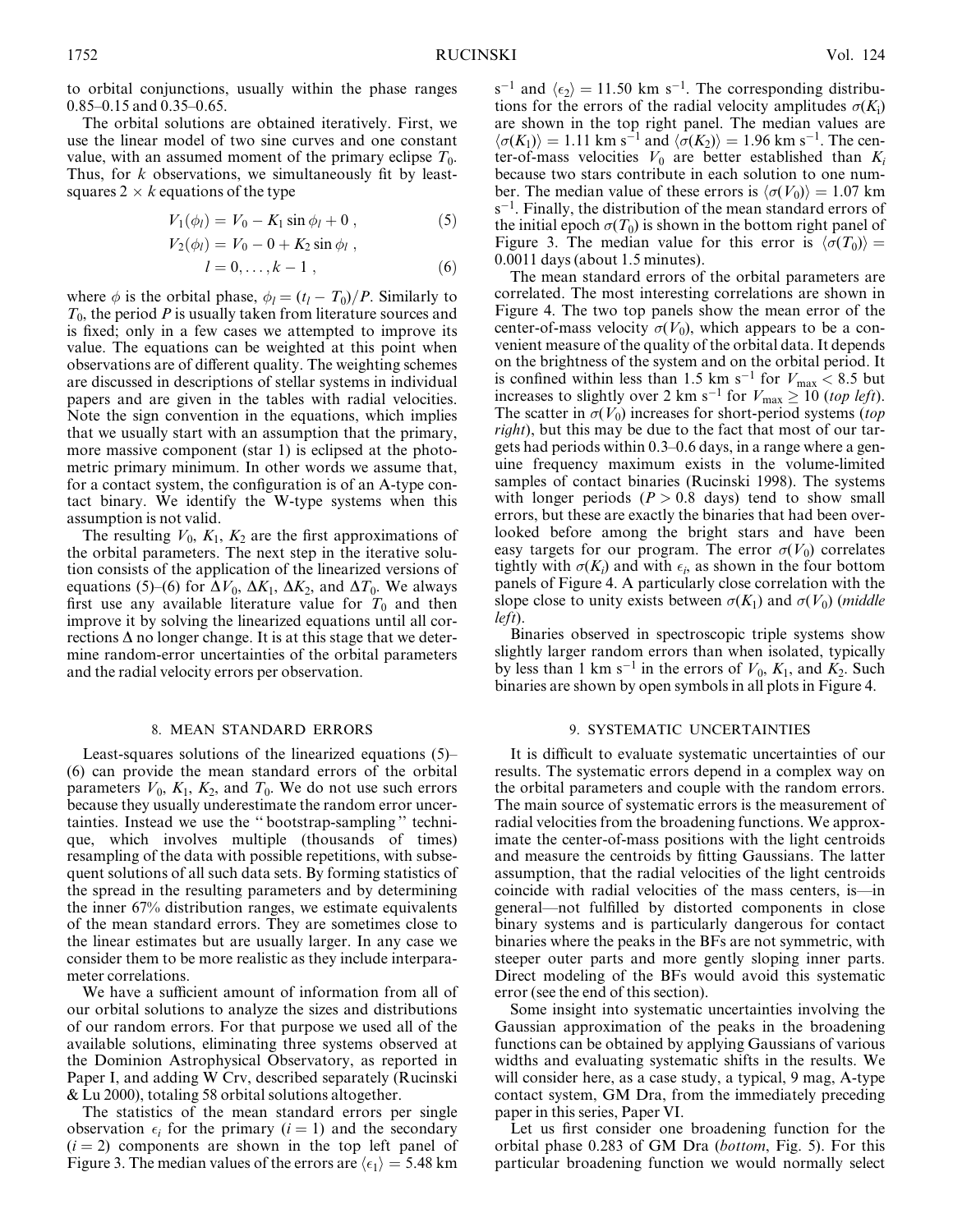to orbital conjunctions, usually within the phase ranges 0.85–0.15 and 0.35–0.65.

The orbital solutions are obtained iteratively. First, we use the linear model of two sine curves and one constant value, with an assumed moment of the primary eclipse $T_0$. Thus, for $k$ observations, we simultaneously fit by least-squares $2 \times k$ equations of the type

$$V_1(\phi_l) = V_0 - K_1 \sin \phi_l + 0 , \quad (5)$$

$$V_2(\phi_l) = V_0 - 0 + K_2 \sin \phi_l ,$$
$$l = 0, \ldots, k-1 , \quad (6)$$

where $\phi$ is the orbital phase, $\phi_l = (t_l - T_0)/P$. Similarly to $T_0$, the period $P$ is usually taken from literature sources and is fixed; only in a few cases we attempted to improve its value. The equations can be weighted at this point when observations are of different quality. The weighting schemes are discussed in descriptions of stellar systems in individual papers and are given in the tables with radial velocities. Note the sign convention in the equations, which implies that we usually start with an assumption that the primary, more massive component (star 1) is eclipsed at the photometric primary minimum. In other words we assume that, for a contact system, the configuration is of an A-type contact binary. We identify the W-type systems when this assumption is not valid.

The resulting $V_0$, $K_1$, $K_2$ are the first approximations of the orbital parameters. The next step in the iterative solution consists of the application of the linearized versions of equations (5)–(6) for $\Delta V_0$, $\Delta K_1$, $\Delta K_2$, and $\Delta T_0$. We always first use any available literature value for $T_0$ and then improve it by solving the linearized equations until all corrections $\Delta$ no longer change. It is at this stage that we determine random-error uncertainties of the orbital parameters and the radial velocity errors per observation.

## 8. MEAN STANDARD ERRORS

Least-squares solutions of the linearized equations (5)–(6) can provide the mean standard errors of the orbital parameters $V_0$, $K_1$, $K_2$, and $T_0$. We do not use such errors because they usually underestimate the random error uncertainties. Instead we use the "bootstrap-sampling" technique, which involves multiple (thousands of times) resampling of the data with possible repetitions, with subsequent solutions of all such data sets. By forming statistics of the spread in the resulting parameters and by determining the inner 67% distribution ranges, we estimate equivalents of the mean standard errors. They are sometimes close to the linear estimates but are usually larger. In any case we consider them to be more realistic as they include interparameter correlations.

We have a sufficient amount of information from all of our orbital solutions to analyze the sizes and distributions of our random errors. For that purpose we used all of the available solutions, eliminating three systems observed at the Dominion Astrophysical Observatory, as reported in Paper I, and adding W Crv, described separately (Rucinski & Lu 2000), totaling 58 orbital solutions altogether.

The statistics of the mean standard errors per single observation $\epsilon_i$ for the primary ($i = 1$) and the secondary ($i = 2$) components are shown in the top left panel of Figure 3. The median values of the errors are $\langle \epsilon_1 \rangle = 5.48$ km s$^{-1}$ and $\langle \epsilon_2 \rangle = 11.50$ km s$^{-1}$. The corresponding distributions for the errors of the radial velocity amplitudes $\sigma(K_i)$ are shown in the top right panel. The median values are $\langle \sigma(K_1) \rangle = 1.11$ km s$^{-1}$ and $\langle \sigma(K_2) \rangle = 1.96$ km s$^{-1}$. The center-of-mass velocities $V_0$ are better established than $K_i$ because two stars contribute in each solution to one number. The median value of these errors is $\langle \sigma(V_0) \rangle = 1.07$ km s$^{-1}$. Finally, the distribution of the mean standard errors of the initial epoch $\sigma(T_0)$ is shown in the bottom right panel of Figure 3. The median value for this error is $\langle \sigma(T_0) \rangle = 0.0011$ days (about 1.5 minutes).

The mean standard errors of the orbital parameters are correlated. The most interesting correlations are shown in Figure 4. The two top panels show the mean error of the center-of-mass velocity $\sigma(V_0)$, which appears to be a convenient measure of the quality of the orbital data. It depends on the brightness of the system and on the orbital period. It is confined within less than 1.5 km s$^{-1}$ for $V_{\max} < 8.5$ but increases to slightly over 2 km s$^{-1}$ for $V_{\max} \geq 10$ (*top left*). The scatter in $\sigma(V_0)$ increases for short-period systems (*top right*), but this may be due to the fact that most of our targets had periods within 0.3–0.6 days, in a range where a genuine frequency maximum exists in the volume-limited samples of contact binaries (Rucinski 1998). The systems with longer periods ($P > 0.8$ days) tend to show small errors, but these are exactly the binaries that had been overlooked before among the bright stars and have been easy targets for our program. The error $\sigma(V_0)$ correlates tightly with $\sigma(K_i)$ and with $\epsilon_i$, as shown in the four bottom panels of Figure 4. A particularly close correlation with the slope close to unity exists between $\sigma(K_1)$ and $\sigma(V_0)$ (*middle left*).

Binaries observed in spectroscopic triple systems show slightly larger random errors than when isolated, typically by less than 1 km s$^{-1}$ in the errors of $V_0$, $K_1$, and $K_2$. Such binaries are shown by open symbols in all plots in Figure 4.

## 9. SYSTEMATIC UNCERTAINTIES

It is difficult to evaluate systematic uncertainties of our results. The systematic errors depend in a complex way on the orbital parameters and couple with the random errors. The main source of systematic errors is the measurement of radial velocities from the broadening functions. We approximate the center-of-mass positions with the light centroids and measure the centroids by fitting Gaussians. The latter assumption, that the radial velocities of the light centroids coincide with radial velocities of the mass centers, is—in general—not fulfilled by distorted components in close binary systems and is particularly dangerous for contact binaries where the peaks in the BFs are not symmetric, with steeper outer parts and more gently sloping inner parts. Direct modeling of the BFs would avoid this systematic error (see the end of this section).

Some insight into systematic uncertainties involving the Gaussian approximation of the peaks in the broadening functions can be obtained by applying Gaussians of various widths and evaluating systematic shifts in the results. We will consider here, as a case study, a typical, 9 mag, A-type contact system, GM Dra, from the immediately preceding paper in this series, Paper VI.

Let us first consider one broadening function for the orbital phase 0.283 of GM Dra (*bottom*, Fig. 5). For this particular broadening function we would normally select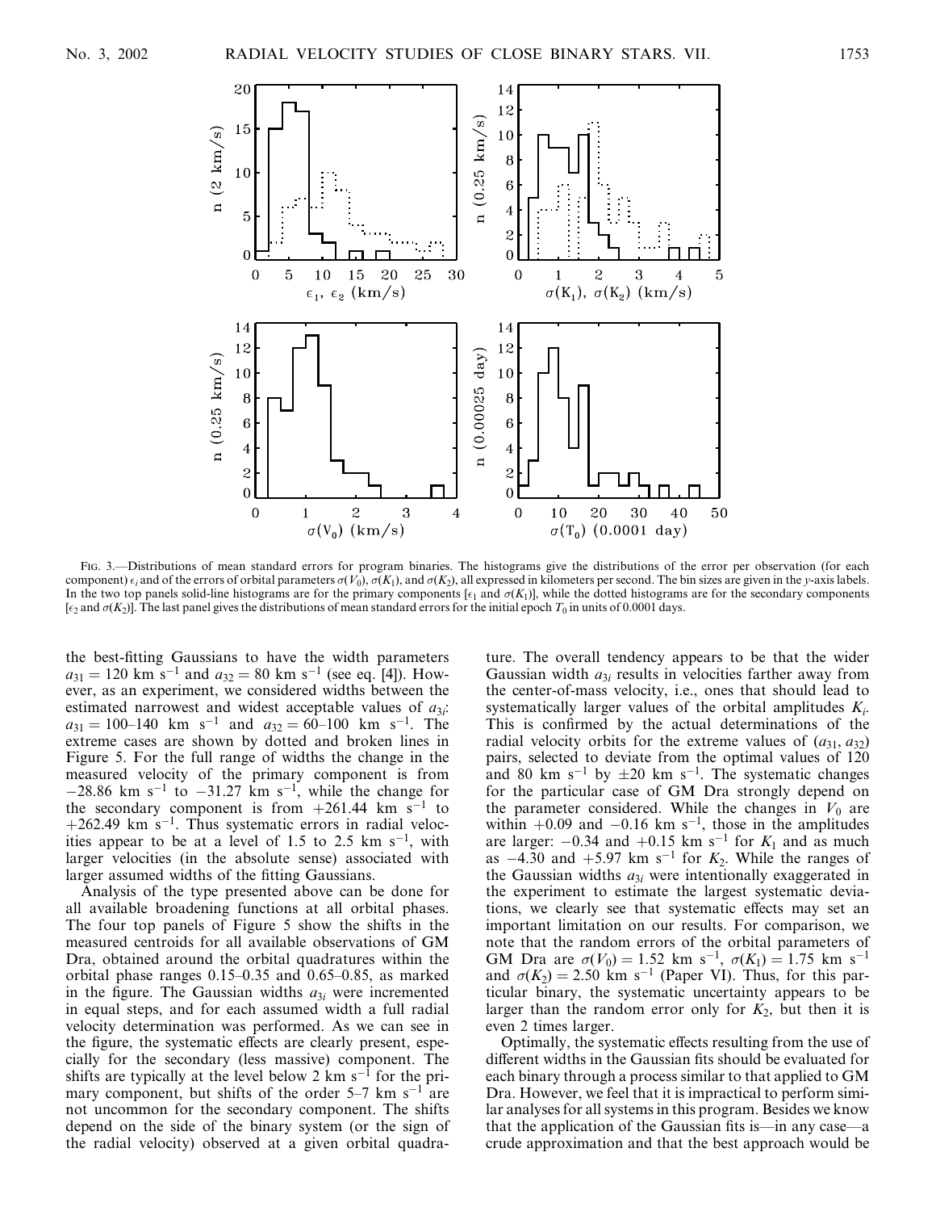FIG. 3.—Distributions of mean standard errors for program binaries. The histograms give the distributions of the error per observation (for each component) $\epsilon_i$ and of the errors of orbital parameters $\sigma(V_0)$, $\sigma(K_1)$, and $\sigma(K_2)$, all expressed in kilometers per second. The bin sizes are given in the $y$-axis labels. In the two top panels solid-line histograms are for the primary components [$\epsilon_1$ and $\sigma(K_1)$], while the dotted histograms are for the secondary components [$\epsilon_2$ and $\sigma(K_2)$]. The last panel gives the distributions of mean standard errors for the initial epoch $T_0$ in units of 0.0001 days.

the best-fitting Gaussians to have the width parameters $a_{31} = 120$ km s$^{-1}$ and $a_{32} = 80$ km s$^{-1}$ (see eq. [4]). However, as an experiment, we considered widths between the estimated narrowest and widest acceptable values of $a_{3i}$: $a_{31} = 100$–$140$ km s$^{-1}$ and $a_{32} = 60$–$100$ km s$^{-1}$. The extreme cases are shown by dotted and broken lines in Figure 5. For the full range of widths the change in the measured velocity of the primary component is from $-28.86$ km s$^{-1}$ to $-31.27$ km s$^{-1}$, while the change for the secondary component is from $+261.44$ km s$^{-1}$ to $+262.49$ km s$^{-1}$. Thus systematic errors in radial velocities appear to be at a level of 1.5 to 2.5 km s$^{-1}$, with larger velocities (in the absolute sense) associated with larger assumed widths of the fitting Gaussians.

Analysis of the type presented above can be done for all available broadening functions at all orbital phases. The four top panels of Figure 5 show the shifts in the measured centroids for all available observations of GM Dra, obtained around the orbital quadratures within the orbital phase ranges 0.15–0.35 and 0.65–0.85, as marked in the figure. The Gaussian widths $a_{3i}$ were incremented in equal steps, and for each assumed width a full radial velocity determination was performed. As we can see in the figure, the systematic effects are clearly present, especially for the secondary (less massive) component. The shifts are typically at the level below 2 km s$^{-1}$ for the primary component, but shifts of the order 5–7 km s$^{-1}$ are not uncommon for the secondary component. The shifts depend on the side of the binary system (or the sign of the radial velocity) observed at a given orbital quadrature. The overall tendency appears to be that the wider Gaussian width $a_{3i}$ results in velocities farther away from the center-of-mass velocity, i.e., ones that should lead to systematically larger values of the orbital amplitudes $K_i$. This is confirmed by the actual determinations of the radial velocity orbits for the extreme values of ($a_{31}$, $a_{32}$) pairs, selected to deviate from the optimal values of 120 and 80 km s$^{-1}$ by $\pm 20$ km s$^{-1}$. The systematic changes for the particular case of GM Dra strongly depend on the parameter considered. While the changes in $V_0$ are within $+0.09$ and $-0.16$ km s$^{-1}$, those in the amplitudes are larger: $-0.34$ and $+0.15$ km s$^{-1}$ for $K_1$ and as much as $-4.30$ and $+5.97$ km s$^{-1}$ for $K_2$. While the ranges of the Gaussian widths $a_{3i}$ were intentionally exaggerated in the experiment to estimate the largest systematic deviations, we clearly see that systematic effects may set an important limitation on our results. For comparison, we note that the random errors of the orbital parameters of GM Dra are $\sigma(V_0) = 1.52$ km s$^{-1}$, $\sigma(K_1) = 1.75$ km s$^{-1}$ and $\sigma(K_2) = 2.50$ km s$^{-1}$ (Paper VI). Thus, for this particular binary, the systematic uncertainty appears to be larger than the random error only for $K_2$, but then it is even 2 times larger.

Optimally, the systematic effects resulting from the use of different widths in the Gaussian fits should be evaluated for each binary through a process similar to that applied to GM Dra. However, we feel that it is impractical to perform similar analyses for all systems in this program. Besides we know that the application of the Gaussian fits is—in any case—a crude approximation and that the best approach would be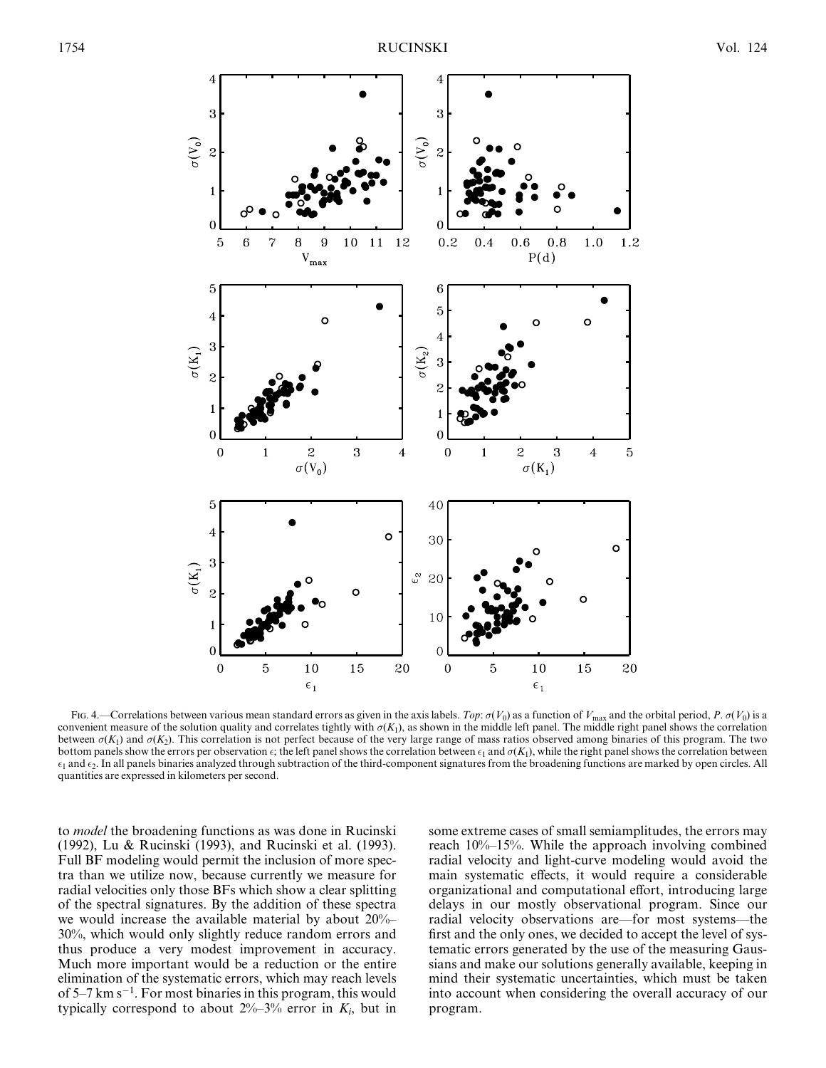FIG. 4.—Correlations between various mean standard errors as given in the axis labels. *Top*: $\sigma(V_0)$ as a function of $V_{\max}$ and the orbital period, $P$. $\sigma(V_0)$ is a convenient measure of the solution quality and correlates tightly with $\sigma(K_1)$, as shown in the middle left panel. The middle right panel shows the correlation between $\sigma(K_1)$ and $\sigma(K_2)$. This correlation is not perfect because of the very large range of mass ratios observed among binaries of this program. The two bottom panels show the errors per observation $\epsilon$; the left panel shows the correlation between $\epsilon_1$ and $\sigma(K_1)$, while the right panel shows the correlation between $\epsilon_1$ and $\epsilon_2$. In all panels binaries analyzed through subtraction of the third-component signatures from the broadening functions are marked by open circles. All quantities are expressed in kilometers per second.

to *model* the broadening functions as was done in Rucinski (1992), Lu & Rucinski (1993), and Rucinski et al. (1993). Full BF modeling would permit the inclusion of more spectra than we utilize now, because currently we measure for radial velocities only those BFs which show a clear splitting of the spectral signatures. By the addition of these spectra we would increase the available material by about 20%–30%, which would only slightly reduce random errors and thus produce a very modest improvement in accuracy. Much more important would be a reduction or the entire elimination of the systematic errors, which may reach levels of 5–7 km s$^{-1}$. For most binaries in this program, this would typically correspond to about 2%–3% error in $K_i$, but in some extreme cases of small semiamplitudes, the errors may reach 10%–15%. While the approach involving combined radial velocity and light-curve modeling would avoid the main systematic effects, it would require a considerable organizational and computational effort, introducing large delays in our mostly observational program. Since our radial velocity observations are—for most systems—the first and the only ones, we decided to accept the level of systematic errors generated by the use of the measuring Gaussians and make our solutions generally available, keeping in mind their systematic uncertainties, which must be taken into account when considering the overall accuracy of our program.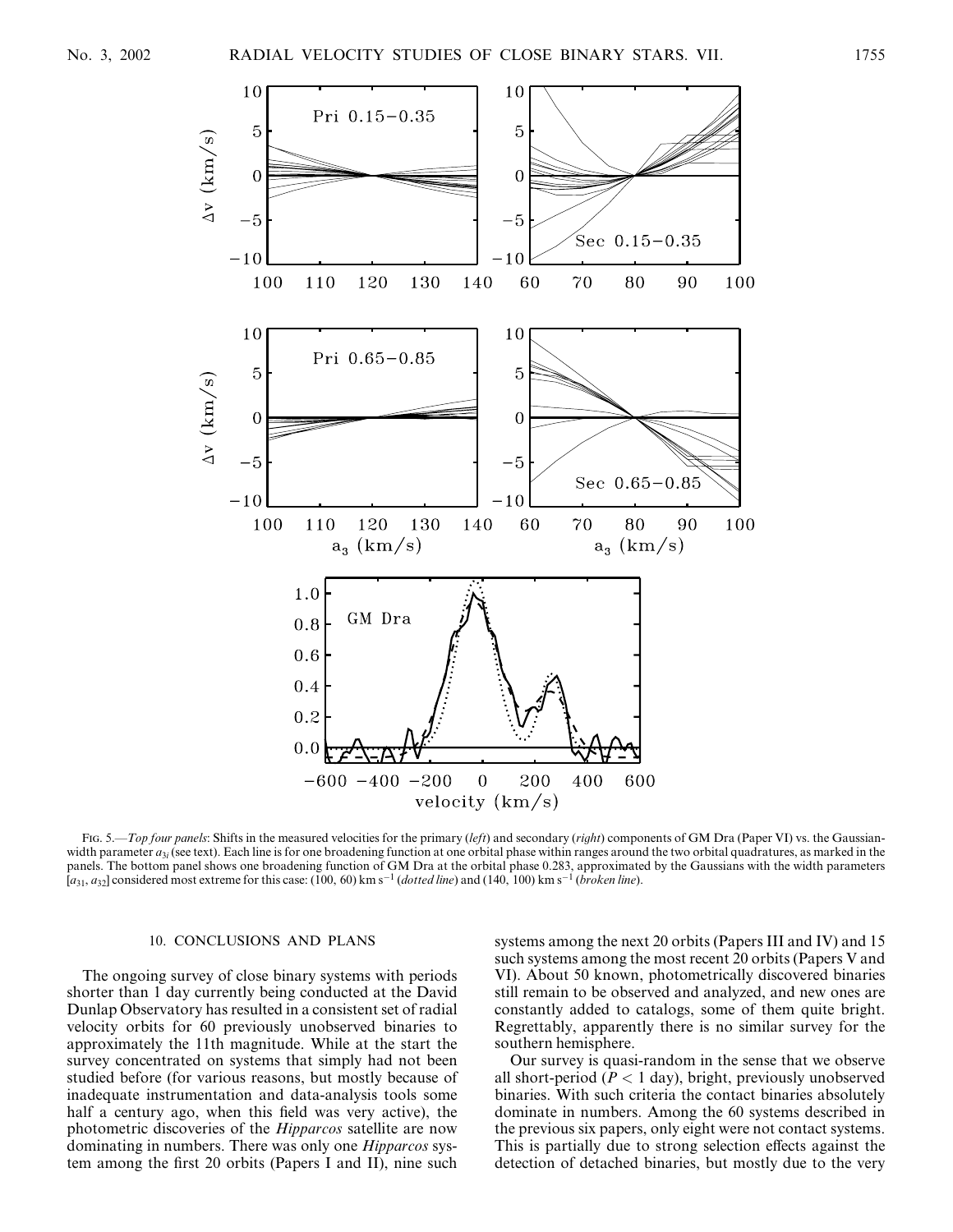FIG. 5.—*Top four panels*: Shifts in the measured velocities for the primary (*left*) and secondary (*right*) components of GM Dra (Paper VI) vs. the Gaussian-width parameter $a_{3i}$ (see text). Each line is for one broadening function at one orbital phase within ranges around the two orbital quadratures, as marked in the panels. The bottom panel shows one broadening function of GM Dra at the orbital phase 0.283, approximated by the Gaussians with the width parameters [$a_{31}$, $a_{32}$] considered most extreme for this case: (100, 60) km s$^{-1}$ (*dotted line*) and (140, 100) km s$^{-1}$ (*broken line*).

## 10. CONCLUSIONS AND PLANS

The ongoing survey of close binary systems with periods shorter than 1 day currently being conducted at the David Dunlap Observatory has resulted in a consistent set of radial velocity orbits for 60 previously unobserved binaries to approximately the 11th magnitude. While at the start the survey concentrated on systems that simply had not been studied before (for various reasons, but mostly because of inadequate instrumentation and data-analysis tools some half a century ago, when this field was very active), the photometric discoveries of the *Hipparcos* satellite are now dominating in numbers. There was only one *Hipparcos* system among the first 20 orbits (Papers I and II), nine such systems among the next 20 orbits (Papers III and IV) and 15 such systems among the most recent 20 orbits (Papers V and VI). About 50 known, photometrically discovered binaries still remain to be observed and analyzed, and new ones are constantly added to catalogs, some of them quite bright. Regrettably, apparently there is no similar survey for the southern hemisphere.

Our survey is quasi-random in the sense that we observe all short-period ($P < 1$ day), bright, previously unobserved binaries. With such criteria the contact binaries absolutely dominate in numbers. Among the 60 systems described in the previous six papers, only eight were not contact systems. This is partially due to strong selection effects against the detection of detached binaries, but mostly due to the very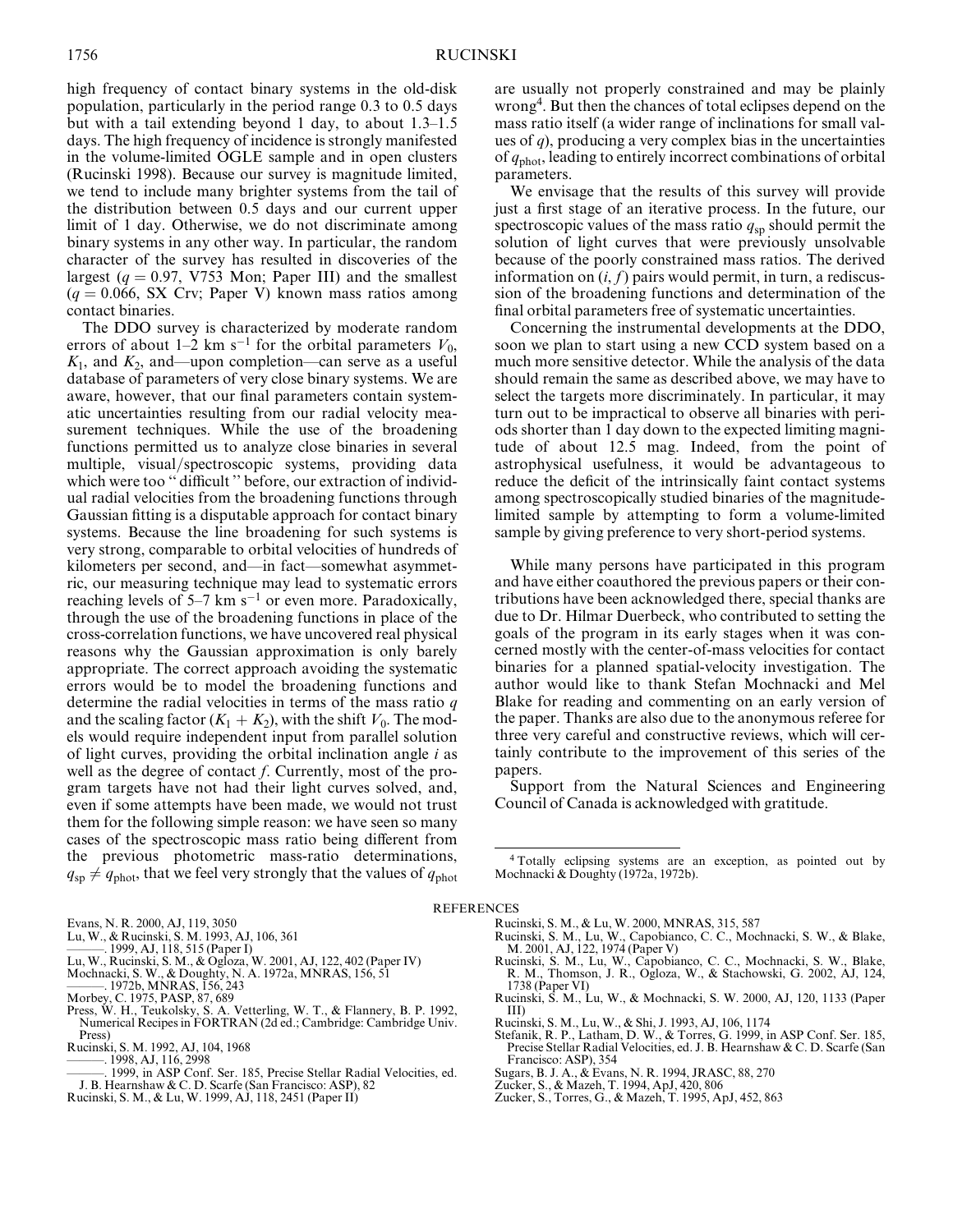high frequency of contact binary systems in the old-disk population, particularly in the period range 0.3 to 0.5 days but with a tail extending beyond 1 day, to about 1.3–1.5 days. The high frequency of incidence is strongly manifested in the volume-limited OGLE sample and in open clusters (Rucinski 1998). Because our survey is magnitude limited, we tend to include many brighter systems from the tail of the distribution between 0.5 days and our current upper limit of 1 day. Otherwise, we do not discriminate among binary systems in any other way. In particular, the random character of the survey has resulted in discoveries of the largest ($q = 0.97$, V753 Mon; Paper III) and the smallest ($q = 0.066$, SX Crv; Paper V) known mass ratios among contact binaries.

The DDO survey is characterized by moderate random errors of about 1–2 km s$^{-1}$ for the orbital parameters $V_0$, $K_1$, and $K_2$, and—upon completion—can serve as a useful database of parameters of very close binary systems. We are aware, however, that our final parameters contain systematic uncertainties resulting from our radial velocity measurement techniques. While the use of the broadening functions permitted us to analyze close binaries in several multiple, visual/spectroscopic systems, providing data which were too "difficult" before, our extraction of individual radial velocities from the broadening functions through Gaussian fitting is a disputable approach for contact binary systems. Because the line broadening for such systems is very strong, comparable to orbital velocities of hundreds of kilometers per second, and—in fact—somewhat asymmetric, our measuring technique may lead to systematic errors reaching levels of 5–7 km s$^{-1}$ or even more. Paradoxically, through the use of the broadening functions in place of the cross-correlation functions, we have uncovered real physical reasons why the Gaussian approximation is only barely appropriate. The correct approach avoiding the systematic errors would be to model the broadening functions and determine the radial velocities in terms of the mass ratio $q$ and the scaling factor $(K_1 + K_2)$, with the shift $V_0$. The models would require independent input from parallel solution of light curves, providing the orbital inclination angle $i$ as well as the degree of contact $f$. Currently, most of the program targets have not had their light curves solved, and, even if some attempts have been made, we would not trust them for the following simple reason: we have seen so many cases of the spectroscopic mass ratio being different from the previous photometric mass-ratio determinations, $q_{sp} \neq q_{phot}$, that we feel very strongly that the values of $q_{phot}$ are usually not properly constrained and may be plainly wrong[4]. But then the chances of total eclipses depend on the mass ratio itself (a wider range of inclinations for small values of $q$), producing a very complex bias in the uncertainties of $q_{phot}$, leading to entirely incorrect combinations of orbital parameters.

We envisage that the results of this survey will provide just a first stage of an iterative process. In the future, our spectroscopic values of the mass ratio $q_{sp}$ should permit the solution of light curves that were previously unsolvable because of the poorly constrained mass ratios. The derived information on $(i, f)$ pairs would permit, in turn, a rediscussion of the broadening functions and determination of the final orbital parameters free of systematic uncertainties.

Concerning the instrumental developments at the DDO, soon we plan to start using a new CCD system based on a much more sensitive detector. While the analysis of the data should remain the same as described above, we may have to select the targets more discriminately. In particular, it may turn out to be impractical to observe all binaries with periods shorter than 1 day down to the expected limiting magnitude of about 12.5 mag. Indeed, from the point of astrophysical usefulness, it would be advantageous to reduce the deficit of the intrinsically faint contact systems among spectroscopically studied binaries of the magnitude-limited sample by attempting to form a volume-limited sample by giving preference to very short-period systems.

While many persons have participated in this program and have either coauthored the previous papers or their contributions have been acknowledged there, special thanks are due to Dr. Hilmar Duerbeck, who contributed to setting the goals of the program in its early stages when it was concerned mostly with the center-of-mass velocities for contact binaries for a planned spatial-velocity investigation. The author would like to thank Stefan Mochnacki and Mel Blake for reading and commenting on an early version of the paper. Thanks are also due to the anonymous referee for three very careful and constructive reviews, which will certainly contribute to the improvement of this series of the papers.

Support from the Natural Sciences and Engineering Council of Canada is acknowledged with gratitude.

[4] Totally eclipsing systems are an exception, as pointed out by Mochnacki & Doughty (1972a, 1972b).

## REFERENCES

Evans, N. R. 2000, AJ, 119, 3050
Lu, W., & Rucinski, S. M. 1993, AJ, 106, 361
———. 1999, AJ, 118, 515 (Paper I)
Lu, W., Rucinski, S. M., & Ogloza, W. 2001, AJ, 122, 402 (Paper IV)
Mochnacki, S. W., & Doughty, N. A. 1972a, MNRAS, 156, 51
———. 1972b, MNRAS, 156, 243
Morbey, C. 1975, PASP, 87, 689
Press, W. H., Teukolsky, S. A. Vetterling, W. T., & Flannery, B. P. 1992, Numerical Recipes in FORTRAN (2d ed.; Cambridge: Cambridge Univ. Press)
Rucinski, S. M. 1992, AJ, 104, 1968
———. 1998, AJ, 116, 2998
———. 1999, in ASP Conf. Ser. 185, Precise Stellar Radial Velocities, ed. J. B. Hearnshaw & C. D. Scarfe (San Francisco: ASP), 82
Rucinski, S. M., & Lu, W. 1999, AJ, 118, 2451 (Paper II)
Rucinski, S. M., & Lu, W. 2000, MNRAS, 315, 587
Rucinski, S. M., Lu, W., Capobianco, C. C., Mochnacki, S. W., & Blake, M. 2001, AJ, 122, 1974 (Paper V)
Rucinski, S. M., Lu, W., Capobianco, C. C., Mochnacki, S. W., Blake, R. M., Thomson, J. R., Ogloza, W., & Stachowski, G. 2002, AJ, 124, 1738 (Paper VI)
Rucinski, S. M., Lu, W., & Mochnacki, S. W. 2000, AJ, 120, 1133 (Paper III)
Rucinski, S. M., Lu, W., & Shi, J. 1993, AJ, 106, 1174
Stefanik, R. P., Latham, D. W., & Torres, G. 1999, in ASP Conf. Ser. 185, Precise Stellar Radial Velocities, ed. J. B. Hearnshaw & C. D. Scarfe (San Francisco: ASP), 354
Sugars, B. J. A., & Evans, N. R. 1994, JRASC, 88, 270
Zucker, S., & Mazeh, T. 1994, ApJ, 420, 806
Zucker, S., Torres, G., & Mazeh, T. 1995, ApJ, 452, 863